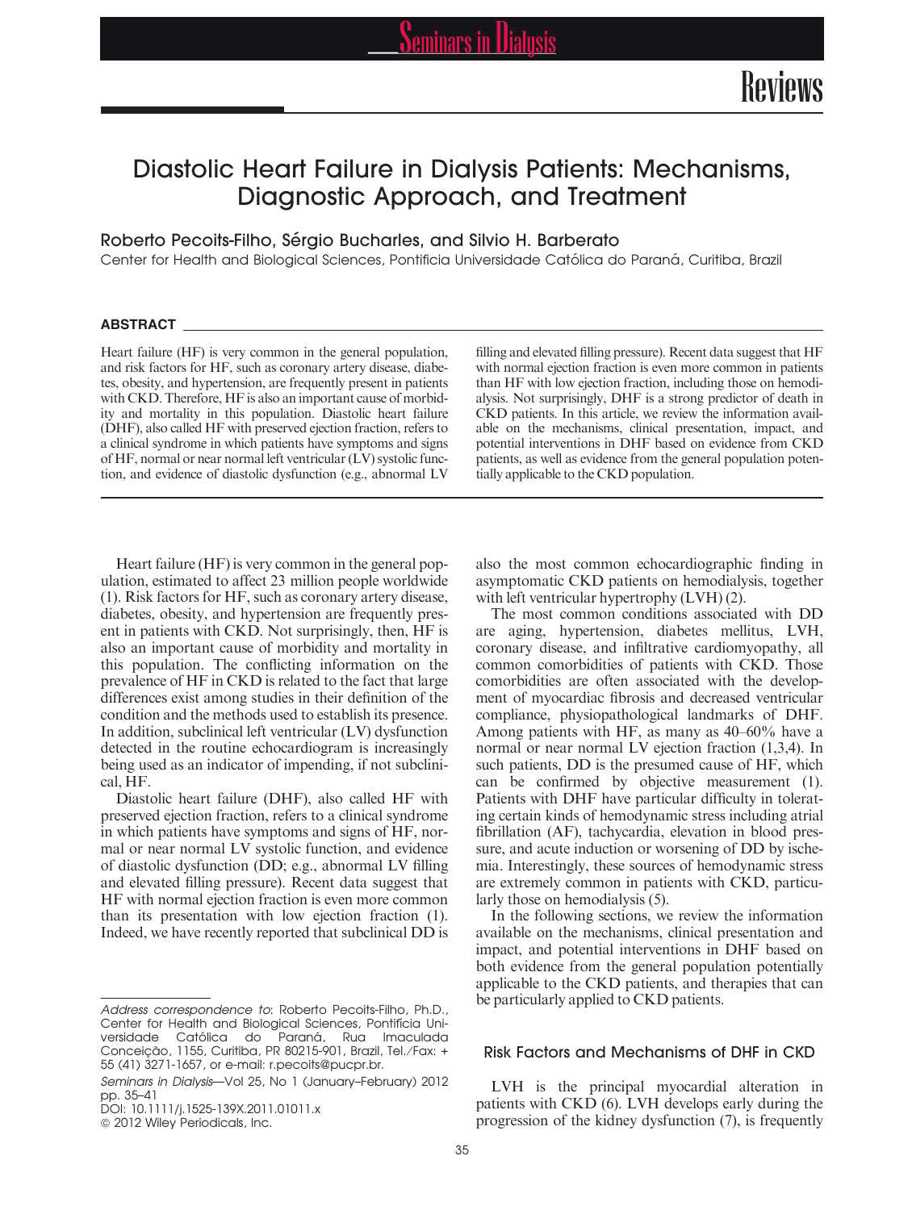# Diastolic Heart Failure in Dialysis Patients: Mechanisms, Diagnostic Approach, and Treatment

Roberto Pecoits-Filho, Sérgio Bucharles, and Silvio H. Barberato

Center for Health and Biological Sciences, Pontifícia Universidade Católica do Paraná, Curitiba, Brazil

## ABSTRACT

Heart failure (HF) is very common in the general population, and risk factors for HF, such as coronary artery disease, diabetes, obesity, and hypertension, are frequently present in patients with CKD. Therefore, HF is also an important cause of morbidity and mortality in this population. Diastolic heart failure (DHF), also called HF with preserved ejection fraction, refers to a clinical syndrome in which patients have symptoms and signs of HF, normal or near normal left ventricular (LV) systolic function, and evidence of diastolic dysfunction (e.g., abnormal LV filling and elevated filling pressure). Recent data suggest that HF with normal ejection fraction is even more common in patients than HF with low ejection fraction, including those on hemodialysis. Not surprisingly, DHF is a strong predictor of death in CKD patients. In this article, we review the information available on the mechanisms, clinical presentation, impact, and potential interventions in DHF based on evidence from CKD patients, as well as evidence from the general population potentially applicable to the CKD population.

Heart failure (HF) is very common in the general population, estimated to affect 23 million people worldwide (1). Risk factors for HF, such as coronary artery disease, diabetes, obesity, and hypertension are frequently present in patients with CKD. Not surprisingly, then, HF is also an important cause of morbidity and mortality in this population. The conflicting information on the prevalence of HF in CKD is related to the fact that large differences exist among studies in their definition of the condition and the methods used to establish its presence. In addition, subclinical left ventricular (LV) dysfunction detected in the routine echocardiogram is increasingly being used as an indicator of impending, if not subclinical, HF.

Diastolic heart failure (DHF), also called HF with preserved ejection fraction, refers to a clinical syndrome in which patients have symptoms and signs of HF, normal or near normal LV systolic function, and evidence of diastolic dysfunction (DD; e.g., abnormal LV filling and elevated filling pressure). Recent data suggest that HF with normal ejection fraction is even more common than its presentation with low ejection fraction (1). Indeed, we have recently reported that subclinical DD is also the most common echocardiographic finding in asymptomatic CKD patients on hemodialysis, together with left ventricular hypertrophy (LVH) (2).

The most common conditions associated with DD are aging, hypertension, diabetes mellitus, LVH, coronary disease, and infiltrative cardiomyopathy, all common comorbidities of patients with CKD. Those comorbidities are often associated with the development of myocardiac fibrosis and decreased ventricular compliance, physiopathological landmarks of DHF. Among patients with HF, as many as 40–60% have a normal or near normal LV ejection fraction (1,3,4). In such patients, DD is the presumed cause of HF, which can be confirmed by objective measurement (1). Patients with DHF have particular difficulty in tolerating certain kinds of hemodynamic stress including atrial fibrillation (AF), tachycardia, elevation in blood pressure, and acute induction or worsening of DD by ischemia. Interestingly, these sources of hemodynamic stress are extremely common in patients with CKD, particularly those on hemodialysis (5).

In the following sections, we review the information available on the mechanisms, clinical presentation and impact, and potential interventions in DHF based on both evidence from the general population potentially applicable to the CKD patients, and therapies that can be particularly applied to CKD patients.

## Risk Factors and Mechanisms of DHF in CKD

LVH is the principal myocardial alteration in patients with CKD (6). LVH develops early during the progression of the kidney dysfunction (7), is frequently

---

*Address correspondence to*: Roberto Pecoits-Filho, Ph.D., Center for Health and Biological Sciences, Pontifícia Universidade Católica do Paraná, Rua Imaculada Conceição, 1155, Curitiba, PR 80215-901, Brazil, Tel./Fax: + 55 (41) 3271-1657, or e-mail: r.pecoits@pucpr.br.

*Seminars in Dialysis*—Vol 25, No 1 (January–February) 2012 pp. 35–41

DOI: 10.1111/j.1525-139X.2011.01011.x

© 2012 Wiley Periodicals, Inc.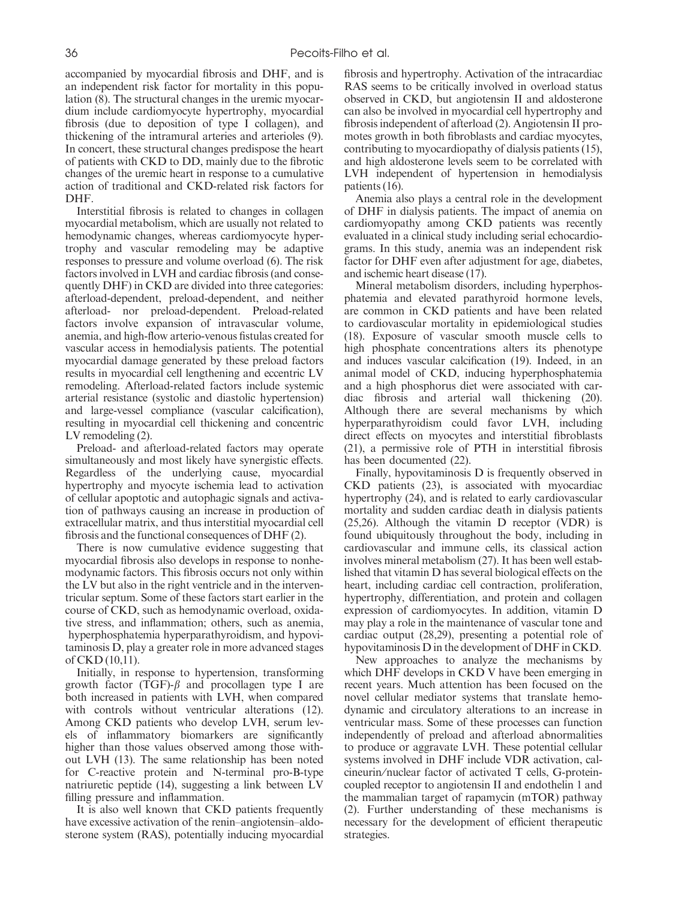accompanied by myocardial fibrosis and DHF, and is an independent risk factor for mortality in this population (8). The structural changes in the uremic myocardium include cardiomyocyte hypertrophy, myocardial fibrosis (due to deposition of type I collagen), and thickening of the intramural arteries and arterioles (9). In concert, these structural changes predispose the heart of patients with CKD to DD, mainly due to the fibrotic changes of the uremic heart in response to a cumulative action of traditional and CKD-related risk factors for DHF.

Interstitial fibrosis is related to changes in collagen myocardial metabolism, which are usually not related to hemodynamic changes, whereas cardiomyocyte hypertrophy and vascular remodeling may be adaptive responses to pressure and volume overload (6). The risk factors involved in LVH and cardiac fibrosis (and consequently DHF) in CKD are divided into three categories: afterload-dependent, preload-dependent, and neither afterload- nor preload-dependent. Preload-related factors involve expansion of intravascular volume, anemia, and high-flow arterio-venous fistulas created for vascular access in hemodialysis patients. The potential myocardial damage generated by these preload factors results in myocardial cell lengthening and eccentric LV remodeling. Afterload-related factors include systemic arterial resistance (systolic and diastolic hypertension) and large-vessel compliance (vascular calcification), resulting in myocardial cell thickening and concentric LV remodeling (2).

Preload- and afterload-related factors may operate simultaneously and most likely have synergistic effects. Regardless of the underlying cause, myocardial hypertrophy and myocyte ischemia lead to activation of cellular apoptotic and autophagic signals and activation of pathways causing an increase in production of extracellular matrix, and thus interstitial myocardial cell fibrosis and the functional consequences of DHF (2).

There is now cumulative evidence suggesting that myocardial fibrosis also develops in response to nonhemodynamic factors. This fibrosis occurs not only within the LV but also in the right ventricle and in the interventricular septum. Some of these factors start earlier in the course of CKD, such as hemodynamic overload, oxidative stress, and inflammation; others, such as anemia, hyperphosphatemia hyperparathyroidism, and hypovitaminosis D, play a greater role in more advanced stages of CKD (10,11).

Initially, in response to hypertension, transforming growth factor (TGF)-$\beta$ and procollagen type I are both increased in patients with LVH, when compared with controls without ventricular alterations (12). Among CKD patients who develop LVH, serum levels of inflammatory biomarkers are significantly higher than those values observed among those without LVH (13). The same relationship has been noted for C-reactive protein and N-terminal pro-B-type natriuretic peptide (14), suggesting a link between LV filling pressure and inflammation.

It is also well known that CKD patients frequently have excessive activation of the renin–angiotensin–aldosterone system (RAS), potentially inducing myocardial fibrosis and hypertrophy. Activation of the intracardiac RAS seems to be critically involved in overload status observed in CKD, but angiotensin II and aldosterone can also be involved in myocardial cell hypertrophy and fibrosis independent of afterload (2). Angiotensin II promotes growth in both fibroblasts and cardiac myocytes, contributing to myocardiopathy of dialysis patients (15), and high aldosterone levels seem to be correlated with LVH independent of hypertension in hemodialysis patients (16).

Anemia also plays a central role in the development of DHF in dialysis patients. The impact of anemia on cardiomyopathy among CKD patients was recently evaluated in a clinical study including serial echocardiograms. In this study, anemia was an independent risk factor for DHF even after adjustment for age, diabetes, and ischemic heart disease (17).

Mineral metabolism disorders, including hyperphosphatemia and elevated parathyroid hormone levels, are common in CKD patients and have been related to cardiovascular mortality in epidemiological studies (18). Exposure of vascular smooth muscle cells to high phosphate concentrations alters its phenotype and induces vascular calcification (19). Indeed, in an animal model of CKD, inducing hyperphosphatemia and a high phosphorus diet were associated with cardiac fibrosis and arterial wall thickening (20). Although there are several mechanisms by which hyperparathyroidism could favor LVH, including direct effects on myocytes and interstitial fibroblasts (21), a permissive role of PTH in interstitial fibrosis has been documented (22).

Finally, hypovitaminosis D is frequently observed in CKD patients (23), is associated with myocardiac hypertrophy (24), and is related to early cardiovascular mortality and sudden cardiac death in dialysis patients (25,26). Although the vitamin D receptor (VDR) is found ubiquitously throughout the body, including in cardiovascular and immune cells, its classical action involves mineral metabolism (27). It has been well established that vitamin D has several biological effects on the heart, including cardiac cell contraction, proliferation, hypertrophy, differentiation, and protein and collagen expression of cardiomyocytes. In addition, vitamin D may play a role in the maintenance of vascular tone and cardiac output (28,29), presenting a potential role of hypovitaminosis D in the development of DHF in CKD.

New approaches to analyze the mechanisms by which DHF develops in CKD V have been emerging in recent years. Much attention has been focused on the novel cellular mediator systems that translate hemodynamic and circulatory alterations to an increase in ventricular mass. Some of these processes can function independently of preload and afterload abnormalities to produce or aggravate LVH. These potential cellular systems involved in DHF include VDR activation, calcineurin/nuclear factor of activated T cells, G-protein-coupled receptor to angiotensin II and endothelin 1 and the mammalian target of rapamycin (mTOR) pathway (2). Further understanding of these mechanisms is necessary for the development of efficient therapeutic strategies.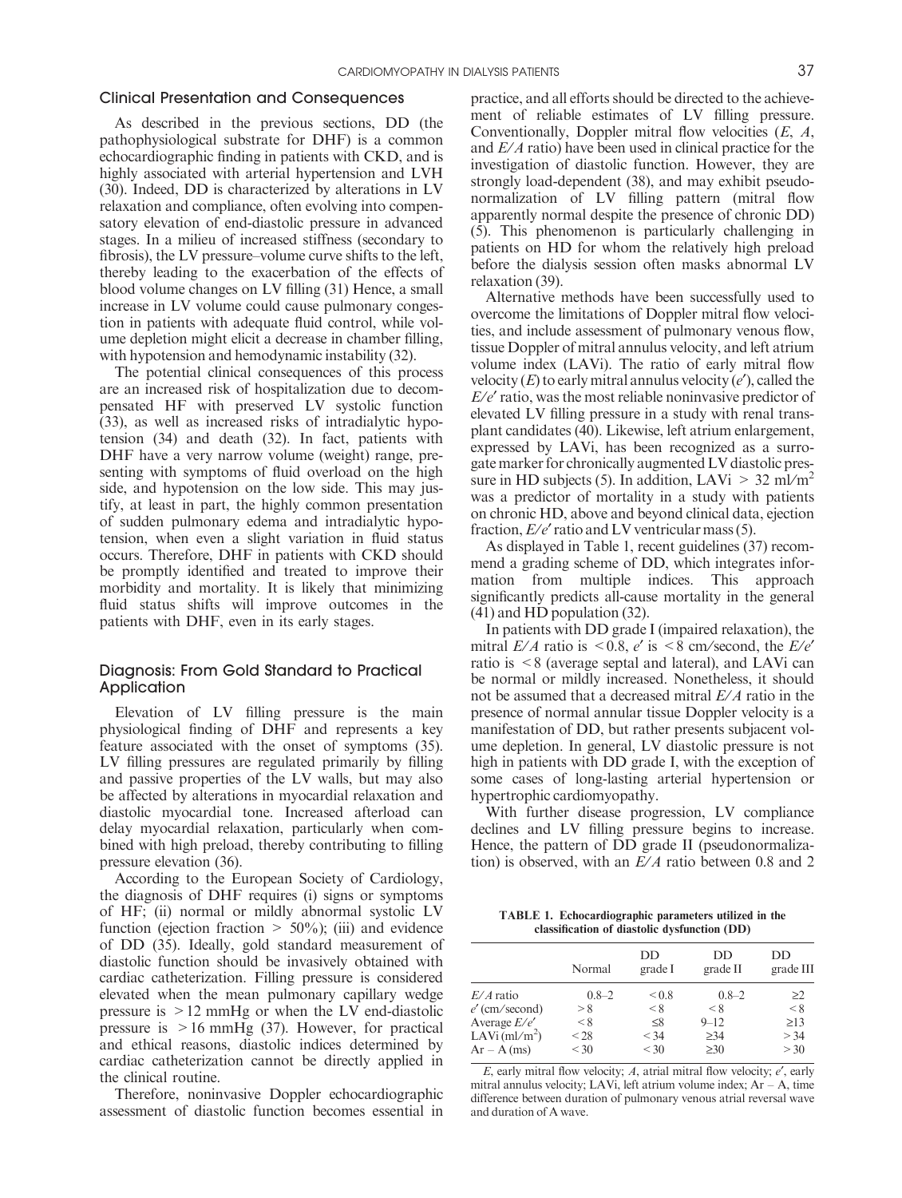## Clinical Presentation and Consequences

As described in the previous sections, DD (the pathophysiological substrate for DHF) is a common echocardiographic finding in patients with CKD, and is highly associated with arterial hypertension and LVH (30). Indeed, DD is characterized by alterations in LV relaxation and compliance, often evolving into compensatory elevation of end-diastolic pressure in advanced stages. In a milieu of increased stiffness (secondary to fibrosis), the LV pressure–volume curve shifts to the left, thereby leading to the exacerbation of the effects of blood volume changes on LV filling (31) Hence, a small increase in LV volume could cause pulmonary congestion in patients with adequate fluid control, while volume depletion might elicit a decrease in chamber filling, with hypotension and hemodynamic instability (32).

The potential clinical consequences of this process are an increased risk of hospitalization due to decompensated HF with preserved LV systolic function (33), as well as increased risks of intradialytic hypotension (34) and death (32). In fact, patients with DHF have a very narrow volume (weight) range, presenting with symptoms of fluid overload on the high side, and hypotension on the low side. This may justify, at least in part, the highly common presentation of sudden pulmonary edema and intradialytic hypotension, when even a slight variation in fluid status occurs. Therefore, DHF in patients with CKD should be promptly identified and treated to improve their morbidity and mortality. It is likely that minimizing fluid status shifts will improve outcomes in the patients with DHF, even in its early stages.

## Diagnosis: From Gold Standard to Practical Application

Elevation of LV filling pressure is the main physiological finding of DHF and represents a key feature associated with the onset of symptoms (35). LV filling pressures are regulated primarily by filling and passive properties of the LV walls, but may also be affected by alterations in myocardial relaxation and diastolic myocardial tone. Increased afterload can delay myocardial relaxation, particularly when combined with high preload, thereby contributing to filling pressure elevation (36).

According to the European Society of Cardiology, the diagnosis of DHF requires (i) signs or symptoms of HF; (ii) normal or mildly abnormal systolic LV function (ejection fraction > 50%); (iii) and evidence of DD (35). Ideally, gold standard measurement of diastolic function should be invasively obtained with cardiac catheterization. Filling pressure is considered elevated when the mean pulmonary capillary wedge pressure is > 12 mmHg or when the LV end-diastolic pressure is > 16 mmHg (37). However, for practical and ethical reasons, diastolic indices determined by cardiac catheterization cannot be directly applied in the clinical routine.

Therefore, noninvasive Doppler echocardiographic assessment of diastolic function becomes essential in practice, and all efforts should be directed to the achievement of reliable estimates of LV filling pressure. Conventionally, Doppler mitral flow velocities ($E$, $A$, and $E/A$ ratio) have been used in clinical practice for the investigation of diastolic function. However, they are strongly load-dependent (38), and may exhibit pseudonormalization of LV filling pattern (mitral flow apparently normal despite the presence of chronic DD) (5). This phenomenon is particularly challenging in patients on HD for whom the relatively high preload before the dialysis session often masks abnormal LV relaxation (39).

Alternative methods have been successfully used to overcome the limitations of Doppler mitral flow velocities, and include assessment of pulmonary venous flow, tissue Doppler of mitral annulus velocity, and left atrium volume index (LAVi). The ratio of early mitral flow velocity ($E$) to early mitral annulus velocity ($e'$), called the $E/e'$ ratio, was the most reliable noninvasive predictor of elevated LV filling pressure in a study with renal transplant candidates (40). Likewise, left atrium enlargement, expressed by LAVi, has been recognized as a surrogate marker for chronically augmented LV diastolic pressure in HD subjects (5). In addition, LAVi > 32 ml/m$^2$ was a predictor of mortality in a study with patients on chronic HD, above and beyond clinical data, ejection fraction, $E/e'$ ratio and LV ventricular mass (5).

As displayed in Table 1, recent guidelines (37) recommend a grading scheme of DD, which integrates information from multiple indices. This approach significantly predicts all-cause mortality in the general (41) and HD population (32).

In patients with DD grade I (impaired relaxation), the mitral $E/A$ ratio is < 0.8, $e'$ is < 8 cm/second, the $E/e'$ ratio is < 8 (average septal and lateral), and LAVi can be normal or mildly increased. Nonetheless, it should not be assumed that a decreased mitral $E/A$ ratio in the presence of normal annular tissue Doppler velocity is a manifestation of DD, but rather presents subjacent volume depletion. In general, LV diastolic pressure is not high in patients with DD grade I, with the exception of some cases of long-lasting arterial hypertension or hypertrophic cardiomyopathy.

With further disease progression, LV compliance declines and LV filling pressure begins to increase. Hence, the pattern of DD grade II (pseudonormalization) is observed, with an $E/A$ ratio between 0.8 and 2

**TABLE 1. Echocardiographic parameters utilized in the classification of diastolic dysfunction (DD)**

| | Normal | DD grade I | DD grade II | DD grade III |
|---|---|---|---|---|
| $E/A$ ratio | 0.8–2 | < 0.8 | 0.8–2 | ≥2 |
| $e'$ (cm/second) | > 8 | < 8 | < 8 | < 8 |
| Average $E/e'$ | < 8 | ≤8 | 9–12 | ≥13 |
| LAVi (ml/m$^2$) | < 28 | < 34 | ≥34 | > 34 |
| Ar – A (ms) | < 30 | < 30 | ≥30 | > 30 |

$E$, early mitral flow velocity; $A$, atrial mitral flow velocity; $e'$, early mitral annulus velocity; LAVi, left atrium volume index; Ar – A, time difference between duration of pulmonary venous atrial reversal wave and duration of A wave.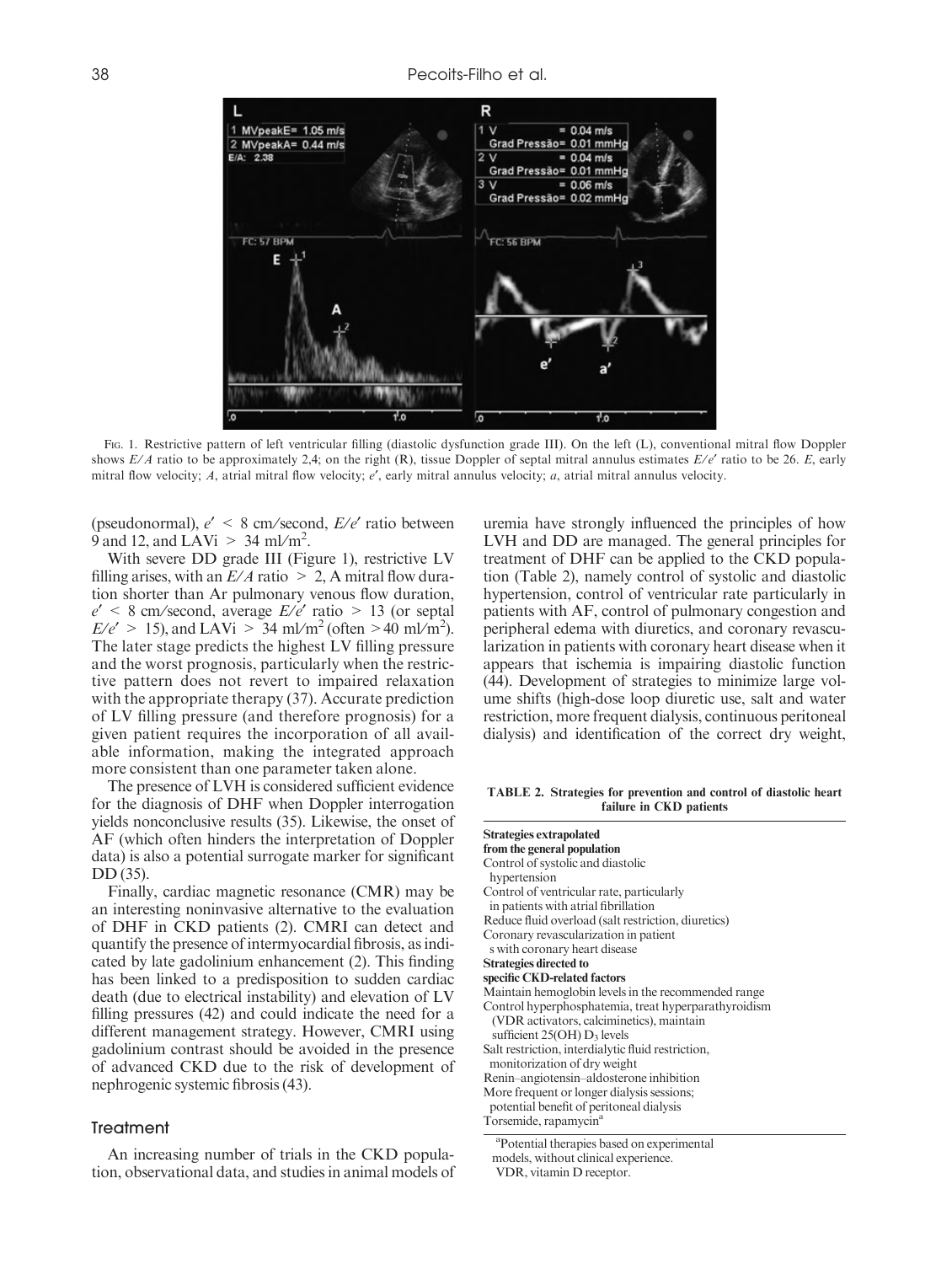Fig. 1. Restrictive pattern of left ventricular filling (diastolic dysfunction grade III). On the left (L), conventional mitral flow Doppler shows $E/A$ ratio to be approximately 2,4; on the right (R), tissue Doppler of septal mitral annulus estimates $E/e'$ ratio to be 26. $E$, early mitral flow velocity; $A$, atrial mitral flow velocity; $e'$, early mitral annulus velocity; $a$, atrial mitral annulus velocity.

(pseudonormal), $e' < 8$ cm/second, $E/e'$ ratio between 9 and 12, and LAVi $> 34$ ml/m$^2$.

With severe DD grade III (Figure 1), restrictive LV filling arises, with an $E/A$ ratio $> 2$, A mitral flow duration shorter than Ar pulmonary venous flow duration, $e' < 8$ cm/second, average $E/e'$ ratio $> 13$ (or septal $E/e' > 15$), and LAVi $> 34$ ml/m$^2$ (often $> 40$ ml/m$^2$). The later stage predicts the highest LV filling pressure and the worst prognosis, particularly when the restrictive pattern does not revert to impaired relaxation with the appropriate therapy (37). Accurate prediction of LV filling pressure (and therefore prognosis) for a given patient requires the incorporation of all available information, making the integrated approach more consistent than one parameter taken alone.

The presence of LVH is considered sufficient evidence for the diagnosis of DHF when Doppler interrogation yields nonconclusive results (35). Likewise, the onset of AF (which often hinders the interpretation of Doppler data) is also a potential surrogate marker for significant DD (35).

Finally, cardiac magnetic resonance (CMR) may be an interesting noninvasive alternative to the evaluation of DHF in CKD patients (2). CMRI can detect and quantify the presence of intermyocardial fibrosis, as indicated by late gadolinium enhancement (2). This finding has been linked to a predisposition to sudden cardiac death (due to electrical instability) and elevation of LV filling pressures (42) and could indicate the need for a different management strategy. However, CMRI using gadolinium contrast should be avoided in the presence of advanced CKD due to the risk of development of nephrogenic systemic fibrosis (43).

## Treatment

An increasing number of trials in the CKD population, observational data, and studies in animal models of uremia have strongly influenced the principles of how LVH and DD are managed. The general principles for treatment of DHF can be applied to the CKD population (Table 2), namely control of systolic and diastolic hypertension, control of ventricular rate particularly in patients with AF, control of pulmonary congestion and peripheral edema with diuretics, and coronary revascularization in patients with coronary heart disease when it appears that ischemia is impairing diastolic function (44). Development of strategies to minimize large volume shifts (high-dose loop diuretic use, salt and water restriction, more frequent dialysis, continuous peritoneal dialysis) and identification of the correct dry weight,

**TABLE 2. Strategies for prevention and control of diastolic heart failure in CKD patients**

| |
|---|
| **Strategies extrapolated from the general population** |
| Control of systolic and diastolic hypertension |
| Control of ventricular rate, particularly in patients with atrial fibrillation |
| Reduce fluid overload (salt restriction, diuretics) |
| Coronary revascularization in patient s with coronary heart disease |
| **Strategies directed to specific CKD-related factors** |
| Maintain hemoglobin levels in the recommended range |
| Control hyperphosphatemia, treat hyperparathyroidism (VDR activators, calciminetics), maintain sufficient 25(OH) $D_3$ levels |
| Salt restriction, interdialytic fluid restriction, monitorization of dry weight |
| Renin–angiotensin–aldosterone inhibition |
| More frequent or longer dialysis sessions; potential benefit of peritoneal dialysis |
| Torsemide, rapamycin[a] |

[a]Potential therapies based on experimental models, without clinical experience.
VDR, vitamin D receptor.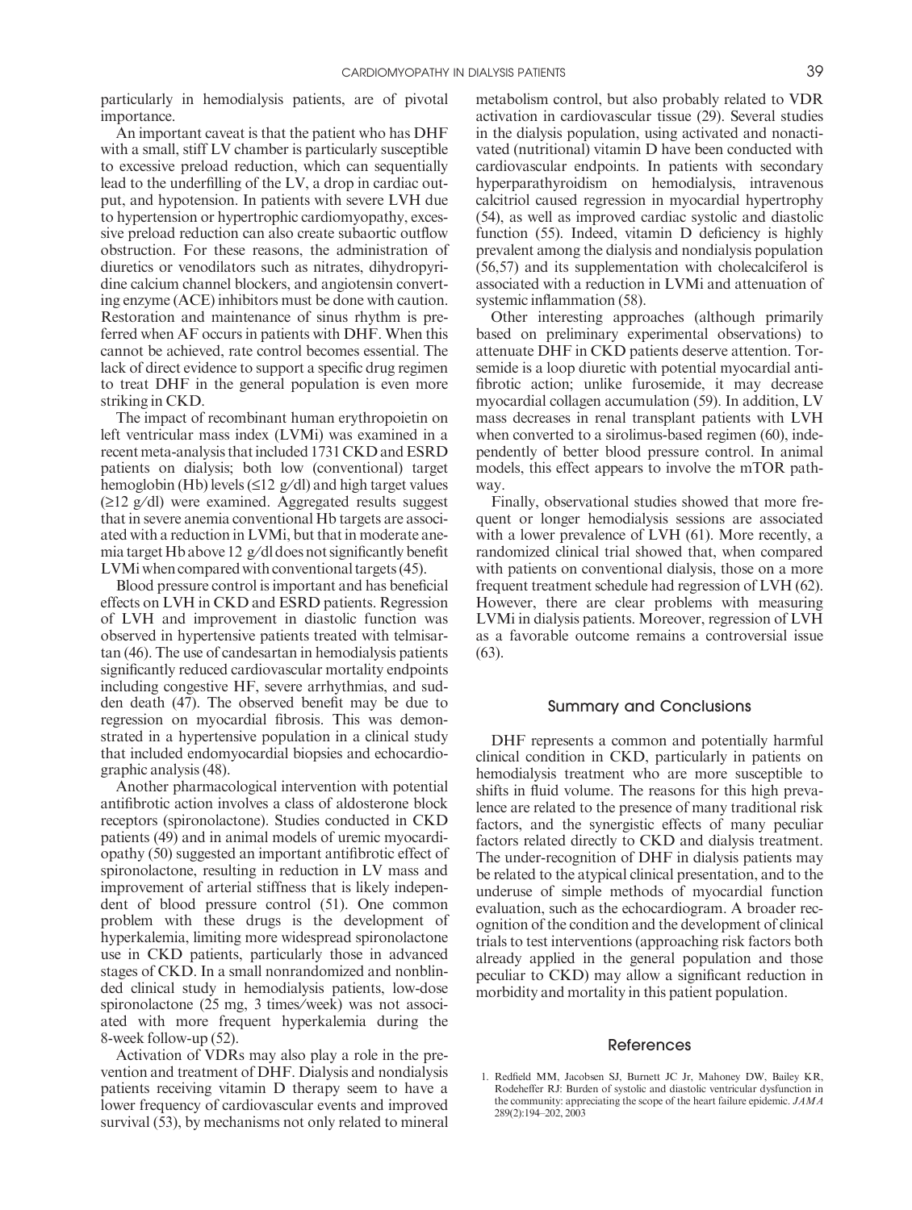particularly in hemodialysis patients, are of pivotal importance.

An important caveat is that the patient who has DHF with a small, stiff LV chamber is particularly susceptible to excessive preload reduction, which can sequentially lead to the underfilling of the LV, a drop in cardiac output, and hypotension. In patients with severe LVH due to hypertension or hypertrophic cardiomyopathy, excessive preload reduction can also create subaortic outflow obstruction. For these reasons, the administration of diuretics or venodilators such as nitrates, dihydropyridine calcium channel blockers, and angiotensin converting enzyme (ACE) inhibitors must be done with caution. Restoration and maintenance of sinus rhythm is preferred when AF occurs in patients with DHF. When this cannot be achieved, rate control becomes essential. The lack of direct evidence to support a specific drug regimen to treat DHF in the general population is even more striking in CKD.

The impact of recombinant human erythropoietin on left ventricular mass index (LVMi) was examined in a recent meta-analysis that included 1731 CKD and ESRD patients on dialysis; both low (conventional) target hemoglobin (Hb) levels (≤12 g/dl) and high target values (≥12 g/dl) were examined. Aggregated results suggest that in severe anemia conventional Hb targets are associated with a reduction in LVMi, but that in moderate anemia target Hb above 12 g/dl does not significantly benefit LVMi when compared with conventional targets (45).

Blood pressure control is important and has beneficial effects on LVH in CKD and ESRD patients. Regression of LVH and improvement in diastolic function was observed in hypertensive patients treated with telmisartan (46). The use of candesartan in hemodialysis patients significantly reduced cardiovascular mortality endpoints including congestive HF, severe arrhythmias, and sudden death (47). The observed benefit may be due to regression on myocardial fibrosis. This was demonstrated in a hypertensive population in a clinical study that included endomyocardial biopsies and echocardiographic analysis (48).

Another pharmacological intervention with potential antifibrotic action involves a class of aldosterone block receptors (spironolactone). Studies conducted in CKD patients (49) and in animal models of uremic myocardiopathy (50) suggested an important antifibrotic effect of spironolactone, resulting in reduction in LV mass and improvement of arterial stiffness that is likely independent of blood pressure control (51). One common problem with these drugs is the development of hyperkalemia, limiting more widespread spironolactone use in CKD patients, particularly those in advanced stages of CKD. In a small nonrandomized and nonblinded clinical study in hemodialysis patients, low-dose spironolactone (25 mg, 3 times/week) was not associated with more frequent hyperkalemia during the 8-week follow-up (52).

Activation of VDRs may also play a role in the prevention and treatment of DHF. Dialysis and nondialysis patients receiving vitamin D therapy seem to have a lower frequency of cardiovascular events and improved survival (53), by mechanisms not only related to mineral metabolism control, but also probably related to VDR activation in cardiovascular tissue (29). Several studies in the dialysis population, using activated and nonactivated (nutritional) vitamin D have been conducted with cardiovascular endpoints. In patients with secondary hyperparathyroidism on hemodialysis, intravenous calcitriol caused regression in myocardial hypertrophy (54), as well as improved cardiac systolic and diastolic function (55). Indeed, vitamin D deficiency is highly prevalent among the dialysis and nondialysis population (56,57) and its supplementation with cholecalciferol is associated with a reduction in LVMi and attenuation of systemic inflammation (58).

Other interesting approaches (although primarily based on preliminary experimental observations) to attenuate DHF in CKD patients deserve attention. Torsemide is a loop diuretic with potential myocardial antifibrotic action; unlike furosemide, it may decrease myocardial collagen accumulation (59). In addition, LV mass decreases in renal transplant patients with LVH when converted to a sirolimus-based regimen (60), independently of better blood pressure control. In animal models, this effect appears to involve the mTOR pathway.

Finally, observational studies showed that more frequent or longer hemodialysis sessions are associated with a lower prevalence of LVH (61). More recently, a randomized clinical trial showed that, when compared with patients on conventional dialysis, those on a more frequent treatment schedule had regression of LVH (62). However, there are clear problems with measuring LVMi in dialysis patients. Moreover, regression of LVH as a favorable outcome remains a controversial issue (63).

## Summary and Conclusions

DHF represents a common and potentially harmful clinical condition in CKD, particularly in patients on hemodialysis treatment who are more susceptible to shifts in fluid volume. The reasons for this high prevalence are related to the presence of many traditional risk factors, and the synergistic effects of many peculiar factors related directly to CKD and dialysis treatment. The under-recognition of DHF in dialysis patients may be related to the atypical clinical presentation, and to the underuse of simple methods of myocardial function evaluation, such as the echocardiogram. A broader recognition of the condition and the development of clinical trials to test interventions (approaching risk factors both already applied in the general population and those peculiar to CKD) may allow a significant reduction in morbidity and mortality in this patient population.

## References

1. Redfield MM, Jacobsen SJ, Burnett JC Jr, Mahoney DW, Bailey KR, Rodeheffer RJ: Burden of systolic and diastolic ventricular dysfunction in the community: appreciating the scope of the heart failure epidemic. *JAMA* 289(2):194–202, 2003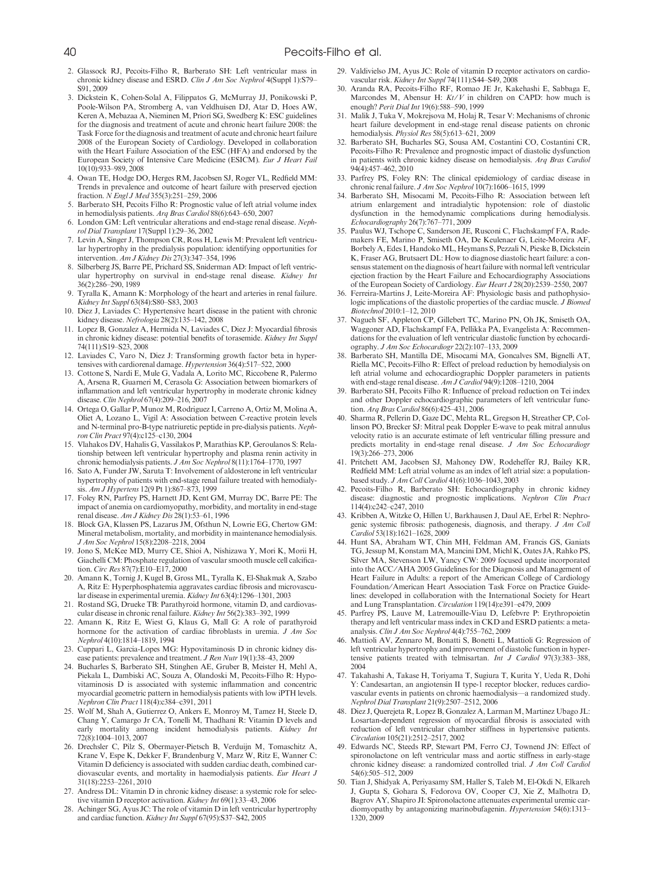2. Glassock RJ, Pecoits-Filho R, Barberato SH: Left ventricular mass in chronic kidney disease and ESRD. *Clin J Am Soc Nephrol* 4(Suppl 1):S79–S91, 2009
3. Dickstein K, Cohen-Solal A, Filippatos G, McMurray JJ, Ponikowski P, Poole-Wilson PA, Stromberg A, van Veldhuisen DJ, Atar D, Hoes AW, Keren A, Mebazaa A, Nieminen M, Priori SG, Swedberg K: ESC guidelines for the diagnosis and treatment of acute and chronic heart failure 2008: the Task Force for the diagnosis and treatment of acute and chronic heart failure 2008 of the European Society of Cardiology. Developed in collaboration with the Heart Failure Association of the ESC (HFA) and endorsed by the European Society of Intensive Care Medicine (ESICM). *Eur J Heart Fail* 10(10):933–989, 2008
4. Owan TE, Hodge DO, Herges RM, Jacobsen SJ, Roger VL, Redfield MM: Trends in prevalence and outcome of heart failure with preserved ejection fraction. *N Engl J Med* 355(3):251–259, 2006
5. Barberato SH, Pecoits Filho R: Prognostic value of left atrial volume index in hemodialysis patients. *Arq Bras Cardiol* 88(6):643–650, 2007
6. London GM: Left ventricular alterations and end-stage renal disease. *Nephrol Dial Transplant* 17(Suppl 1):29–36, 2002
7. Levin A, Singer J, Thompson CR, Ross H, Lewis M: Prevalent left ventricular hypertrophy in the predialysis population: identifying opportunities for intervention. *Am J Kidney Dis* 27(3):347–354, 1996
8. Silberberg JS, Barre PE, Prichard SS, Sniderman AD: Impact of left ventricular hypertrophy on survival in end-stage renal disease. *Kidney Int* 36(2):286–290, 1989
9. Tyralla K, Amann K: Morphology of the heart and arteries in renal failure. *Kidney Int Suppl* 63(84):S80–S83, 2003
10. Diez J, Laviades C: Hypertensive heart disease in the patient with chronic kidney disease. *Nefrologia* 28(2):135–142, 2008
11. Lopez B, Gonzalez A, Hermida N, Laviades C, Diez J: Myocardial fibrosis in chronic kidney disease: potential benefits of torasemide. *Kidney Int Suppl* 74(111):S19–S23, 2008
12. Laviades C, Varo N, Diez J: Transforming growth factor beta in hypertensives with cardiorenal damage. *Hypertension* 36(4):517–522, 2000
13. Cottone S, Nardi E, Mule G, Vadala A, Lorito MC, Riccobene R, Palermo A, Arsena R, Guarneri M, Cerasola G: Association between biomarkers of inflammation and left ventricular hypertrophy in moderate chronic kidney disease. *Clin Nephrol* 67(4):209–216, 2007
14. Ortega O, Gallar P, Munoz M, Rodriguez I, Carreno A, Ortiz M, Molina A, Oliet A, Lozano L, Vigil A: Association between C-reactive protein levels and N-terminal pro-B-type natriuretic peptide in pre-dialysis patients. *Nephron Clin Pract* 97(4):c125–c130, 2004
15. Vlahakos DV, Hahalis G, Vassilakos P, Marathias KP, Geroulanos S: Relationship between left ventricular hypertrophy and plasma renin activity in chronic hemodialysis patients. *J Am Soc Nephrol* 8(11):1764–1770, 1997
16. Sato A, Funder JW, Saruta T: Involvement of aldosterone in left ventricular hypertrophy of patients with end-stage renal failure treated with hemodialysis. *Am J Hypertens* 12(9 Pt 1):867–873, 1999
17. Foley RN, Parfrey PS, Harnett JD, Kent GM, Murray DC, Barre PE: The impact of anemia on cardiomyopathy, morbidity, and mortality in end-stage renal disease. *Am J Kidney Dis* 28(1):53–61, 1996
18. Block GA, Klassen PS, Lazarus JM, Ofsthun N, Lowrie EG, Chertow GM: Mineral metabolism, mortality, and morbidity in maintenance hemodialysis. *J Am Soc Nephrol* 15(8):2208–2218, 2004
19. Jono S, McKee MD, Murry CE, Shioi A, Nishizawa Y, Mori K, Morii H, Giachelli CM: Phosphate regulation of vascular smooth muscle cell calcification. *Circ Res* 87(7):E10–E17, 2000
20. Amann K, Tornig J, Kugel B, Gross ML, Tyralla K, El-Shakmak A, Szabo A, Ritz E: Hyperphosphatemia aggravates cardiac fibrosis and microvascular disease in experimental uremia. *Kidney Int* 63(4):1296–1301, 2003
21. Rostand SG, Drueke TB: Parathyroid hormone, vitamin D, and cardiovascular disease in chronic renal failure. *Kidney Int* 56(2):383–392, 1999
22. Amann K, Ritz E, Wiest G, Klaus G, Mall G: A role of parathyroid hormone for the activation of cardiac fibroblasts in uremia. *J Am Soc Nephrol* 4(10):1814–1819, 1994
23. Cuppari L, Garcia-Lopes MG: Hypovitaminosis D in chronic kidney disease patients: prevalence and treatment. *J Ren Nutr* 19(1):38–43, 2009
24. Bucharles S, Barberato SH, Stinghen AE, Gruber B, Meister H, Mehl A, Piekala L, Dambiski AC, Souza A, Olandoski M, Pecoits-Filho R: Hypovitaminosis D is associated with systemic inflammation and concentric myocardial geometric pattern in hemodialysis patients with low iPTH levels. *Nephron Clin Pract* 118(4):c384–c391, 2011
25. Wolf M, Shah A, Gutierrez O, Ankers E, Monroy M, Tamez H, Steele D, Chang Y, Camargo Jr CA, Tonelli M, Thadhani R: Vitamin D levels and early mortality among incident hemodialysis patients. *Kidney Int* 72(8):1004–1013, 2007
26. Drechsler C, Pilz S, Obermayer-Pietsch B, Verduijn M, Tomaschitz A, Krane V, Espe K, Dekker F, Brandenburg V, Marz W, Ritz E, Wanner C: Vitamin D deficiency is associated with sudden cardiac death, combined cardiovascular events, and mortality in haemodialysis patients. *Eur Heart J* 31(18):2253–2261, 2010
27. Andress DL: Vitamin D in chronic kidney disease: a systemic role for selective vitamin D receptor activation. *Kidney Int* 69(1):33–43, 2006
28. Achinger SG, Ayus JC: The role of vitamin D in left ventricular hypertrophy and cardiac function. *Kidney Int Suppl* 67(95):S37–S42, 2005
29. Valdivielso JM, Ayus JC: Role of vitamin D receptor activators on cardiovascular risk. *Kidney Int Suppl* 74(111):S44–S49, 2008
30. Aranda RA, Pecoits-Filho RF, Romao JE Jr, Kakehashi E, Sabbaga E, Marcondes M, Abensur H: *Kt/V* in children on CAPD: how much is enough? *Perit Dial Int* 19(6):588–590, 1999
31. Malik J, Tuka V, Mokrejsova M, Holaj R, Tesar V: Mechanisms of chronic heart failure development in end-stage renal disease patients on chronic hemodialysis. *Physiol Res* 58(5):613–621, 2009
32. Barberato SH, Bucharles SG, Sousa AM, Costantini CO, Costantini CR, Pecoits-Filho R: Prevalence and prognostic impact of diastolic dysfunction in patients with chronic kidney disease on hemodialysis. *Arq Bras Cardiol* 94(4):457–462, 2010
33. Parfrey PS, Foley RN: The clinical epidemiology of cardiac disease in chronic renal failure. *J Am Soc Nephrol* 10(7):1606–1615, 1999
34. Barberato SH, Misocami M, Pecoits-Filho R: Association between left atrium enlargement and intradialytic hypotension: role of diastolic dysfunction in the hemodynamic complications during hemodialysis. *Echocardiography* 26(7):767–771, 2009
35. Paulus WJ, Tschope C, Sanderson JE, Rusconi C, Flachskampf FA, Rademakers FE, Marino P, Smiseth OA, De Keulenaer G, Leite-Moreira AF, Borbely A, Edes I, Handoko ML, Heymans S, Pezzali N, Pieske B, Dickstein K, Fraser AG, Brutsaert DL: How to diagnose diastolic heart failure: a consensus statement on the diagnosis of heart failure with normal left ventricular ejection fraction by the Heart Failure and Echocardiography Associations of the European Society of Cardiology. *Eur Heart J* 28(20):2539–2550, 2007
36. Ferreira-Martins J, Leite-Moreira AF: Physiologic basis and pathophysiologic implications of the diastolic properties of the cardiac muscle. *J Biomed Biotechnol* 2010:1–12, 2010
37. Nagueh SF, Appleton CP, Gillebert TC, Marino PN, Oh JK, Smiseth OA, Waggoner AD, Flachskampf FA, Pellikka PA, Evangelista A: Recommendations for the evaluation of left ventricular diastolic function by echocardiography. *J Am Soc Echocardiogr* 22(2):107–133, 2009
38. Barberato SH, Mantilla DE, Misocami MA, Goncalves SM, Bignelli AT, Riella MC, Pecoits-Filho R: Effect of preload reduction by hemodialysis on left atrial volume and echocardiographic Doppler parameters in patients with end-stage renal disease. *Am J Cardiol* 94(9):1208–1210, 2004
39. Barberato SH, Pecoits Filho R: Influence of preload reduction on Tei index and other Doppler echocardiographic parameters of left ventricular function. *Arq Bras Cardiol* 86(6):425–431, 2006
40. Sharma R, Pellerin D, Gaze DC, Mehta RL, Gregson H, Streather CP, Collinson PO, Brecker SJ: Mitral peak Doppler E-wave to peak mitral annulus velocity ratio is an accurate estimate of left ventricular filling pressure and predicts mortality in end-stage renal disease. *J Am Soc Echocardiogr* 19(3):266–273, 2006
41. Pritchett AM, Jacobsen SJ, Mahoney DW, Rodeheffer RJ, Bailey KR, Redfield MM: Left atrial volume as an index of left atrial size: a population-based study. *J Am Coll Cardiol* 41(6):1036–1043, 2003
42. Pecoits-Filho R, Barberato SH: Echocardiography in chronic kidney disease: diagnostic and prognostic implications. *Nephron Clin Pract* 114(4):c242–c247, 2010
43. Kribben A, Witzke O, Hillen U, Barkhausen J, Daul AE, Erbel R: Nephrogenic systemic fibrosis: pathogenesis, diagnosis, and therapy. *J Am Coll Cardiol* 53(18):1621–1628, 2009
44. Hunt SA, Abraham WT, Chin MH, Feldman AM, Francis GS, Ganiats TG, Jessup M, Konstam MA, Mancini DM, Michl K, Oates JA, Rahko PS, Silver MA, Stevenson LW, Yancy CW: 2009 focused update incorporated into the ACC/AHA 2005 Guidelines for the Diagnosis and Management of Heart Failure in Adults: a report of the American College of Cardiology Foundation/American Heart Association Task Force on Practice Guidelines: developed in collaboration with the International Society for Heart and Lung Transplantation. *Circulation* 119(14):e391–e479, 2009
45. Parfrey PS, Lauve M, Latremouille-Viau D, Lefebvre P: Erythropoietin therapy and left ventricular mass index in CKD and ESRD patients: a meta-analysis. *Clin J Am Soc Nephrol* 4(4):755–762, 2009
46. Mattioli AV, Zennaro M, Bonatti S, Bonetti L, Mattioli G: Regression of left ventricular hypertrophy and improvement of diastolic function in hypertensive patients treated with telmisartan. *Int J Cardiol* 97(3):383–388, 2004
47. Takahashi A, Takase H, Toriyama T, Sugiura T, Kurita Y, Ueda R, Dohi Y: Candesartan, an angiotensin II type-1 receptor blocker, reduces cardiovascular events in patients on chronic haemodialysis—a randomized study. *Nephrol Dial Transplant* 21(9):2507–2512, 2006
48. Diez J, Querejeta R, Lopez B, Gonzalez A, Larman M, Martinez Ubago JL: Losartan-dependent regression of myocardial fibrosis is associated with reduction of left ventricular chamber stiffness in hypertensive patients. *Circulation* 105(21):2512–2517, 2002
49. Edwards NC, Steeds RP, Stewart PM, Ferro CJ, Townend JN: Effect of spironolactone on left ventricular mass and aortic stiffness in early-stage chronic kidney disease: a randomized controlled trial. *J Am Coll Cardiol* 54(6):505–512, 2009
50. Tian J, Shidyak A, Periyasamy SM, Haller S, Taleb M, El-Okdi N, Elkareh J, Gupta S, Gohara S, Fedorova OV, Cooper CJ, Xie Z, Malhotra D, Bagrov AY, Shapiro JI: Spironolactone attenuates experimental uremic cardiomyopathy by antagonizing marinobufagenin. *Hypertension* 54(6):1313–1320, 2009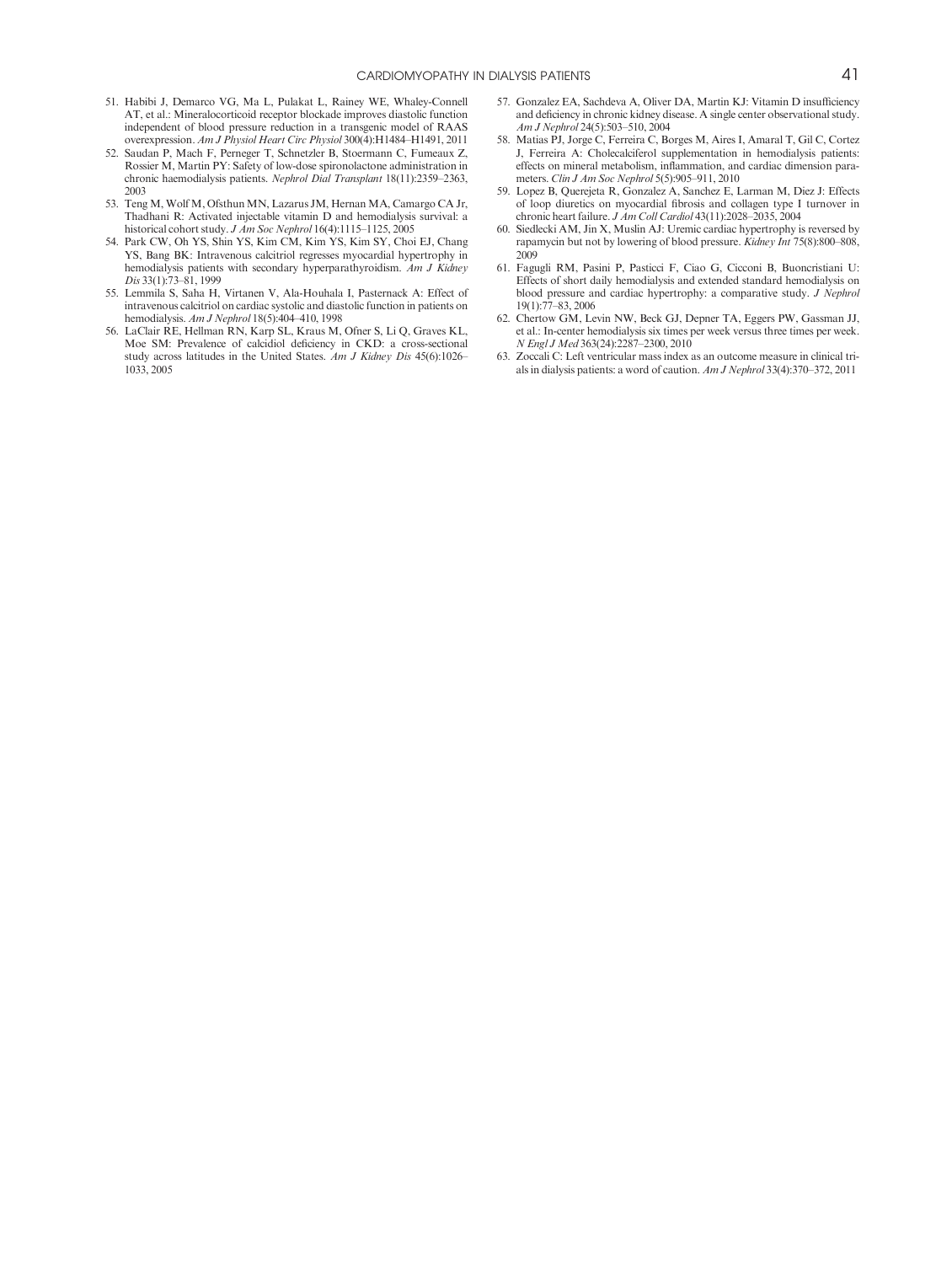51. Habibi J, Demarco VG, Ma L, Pulakat L, Rainey WE, Whaley-Connell AT, et al.: Mineralocorticoid receptor blockade improves diastolic function independent of blood pressure reduction in a transgenic model of RAAS overexpression. *Am J Physiol Heart Circ Physiol* 300(4):H1484–H1491, 2011
52. Saudan P, Mach F, Perneger T, Schnetzler B, Stoermann C, Fumeaux Z, Rossier M, Martin PY: Safety of low-dose spironolactone administration in chronic haemodialysis patients. *Nephrol Dial Transplant* 18(11):2359–2363, 2003
53. Teng M, Wolf M, Ofsthun MN, Lazarus JM, Hernan MA, Camargo CA Jr, Thadhani R: Activated injectable vitamin D and hemodialysis survival: a historical cohort study. *J Am Soc Nephrol* 16(4):1115–1125, 2005
54. Park CW, Oh YS, Shin YS, Kim CM, Kim YS, Kim SY, Choi EJ, Chang YS, Bang BK: Intravenous calcitriol regresses myocardial hypertrophy in hemodialysis patients with secondary hyperparathyroidism. *Am J Kidney Dis* 33(1):73–81, 1999
55. Lemmila S, Saha H, Virtanen V, Ala-Houhala I, Pasternack A: Effect of intravenous calcitriol on cardiac systolic and diastolic function in patients on hemodialysis. *Am J Nephrol* 18(5):404–410, 1998
56. LaClair RE, Hellman RN, Karp SL, Kraus M, Ofner S, Li Q, Graves KL, Moe SM: Prevalence of calcidiol deficiency in CKD: a cross-sectional study across latitudes in the United States. *Am J Kidney Dis* 45(6):1026–1033, 2005
57. Gonzalez EA, Sachdeva A, Oliver DA, Martin KJ: Vitamin D insufficiency and deficiency in chronic kidney disease. A single center observational study. *Am J Nephrol* 24(5):503–510, 2004
58. Matias PJ, Jorge C, Ferreira C, Borges M, Aires I, Amaral T, Gil C, Cortez J, Ferreira A: Cholecalciferol supplementation in hemodialysis patients: effects on mineral metabolism, inflammation, and cardiac dimension parameters. *Clin J Am Soc Nephrol* 5(5):905–911, 2010
59. Lopez B, Querejeta R, Gonzalez A, Sanchez E, Larman M, Diez J: Effects of loop diuretics on myocardial fibrosis and collagen type I turnover in chronic heart failure. *J Am Coll Cardiol* 43(11):2028–2035, 2004
60. Siedlecki AM, Jin X, Muslin AJ: Uremic cardiac hypertrophy is reversed by rapamycin but not by lowering of blood pressure. *Kidney Int* 75(8):800–808, 2009
61. Fagugli RM, Pasini P, Pasticci F, Ciao G, Cicconi B, Buoncristiani U: Effects of short daily hemodialysis and extended standard hemodialysis on blood pressure and cardiac hypertrophy: a comparative study. *J Nephrol* 19(1):77–83, 2006
62. Chertow GM, Levin NW, Beck GJ, Depner TA, Eggers PW, Gassman JJ, et al.: In-center hemodialysis six times per week versus three times per week. *N Engl J Med* 363(24):2287–2300, 2010
63. Zoccali C: Left ventricular mass index as an outcome measure in clinical trials in dialysis patients: a word of caution. *Am J Nephrol* 33(4):370–372, 2011